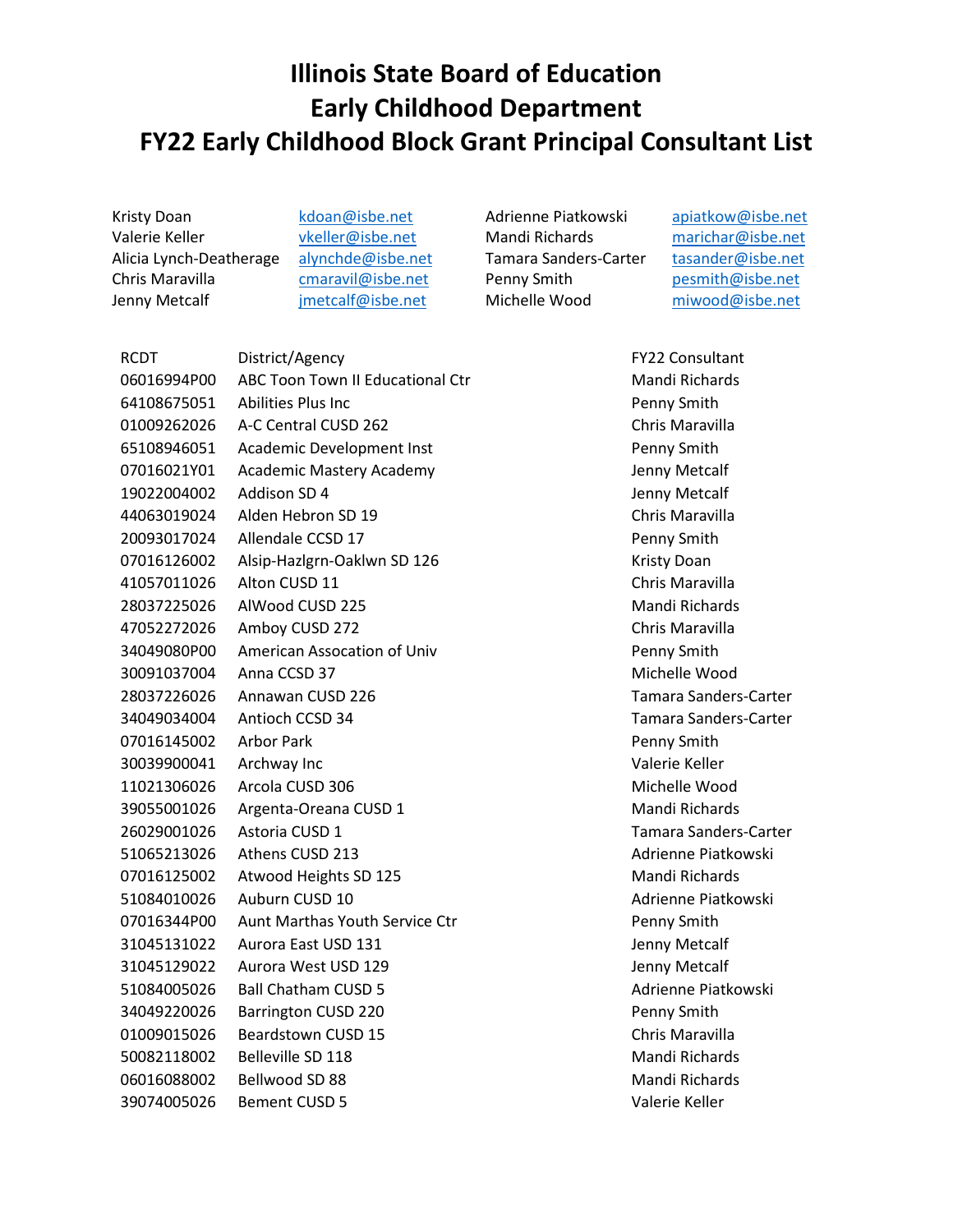# Illinois State Board of Education
# Early Childhood Department
# FY22 Early Childhood Block Grant Principal Consultant List

| | | | |
|---|---|---|---|
| Kristy Doan | kdoan@isbe.net | Adrienne Piatkowski | apiatkow@isbe.net |
| Valerie Keller | vkeller@isbe.net | Mandi Richards | marichar@isbe.net |
| Alicia Lynch-Deatherage | alynchde@isbe.net | Tamara Sanders-Carter | tasander@isbe.net |
| Chris Maravilla | cmaravil@isbe.net | Penny Smith | pesmith@isbe.net |
| Jenny Metcalf | jmetcalf@isbe.net | Michelle Wood | miwood@isbe.net |

| RCDT | District/Agency | FY22 Consultant |
|---|---|---|
| 06016994P00 | ABC Toon Town II Educational Ctr | Mandi Richards |
| 64108675051 | Abilities Plus Inc | Penny Smith |
| 01009262026 | A-C Central CUSD 262 | Chris Maravilla |
| 65108946051 | Academic Development Inst | Penny Smith |
| 07016021Y01 | Academic Mastery Academy | Jenny Metcalf |
| 19022004002 | Addison SD 4 | Jenny Metcalf |
| 44063019024 | Alden Hebron SD 19 | Chris Maravilla |
| 20093017024 | Allendale CCSD 17 | Penny Smith |
| 07016126002 | Alsip-Hazlgrn-Oaklwn SD 126 | Kristy Doan |
| 41057011026 | Alton CUSD 11 | Chris Maravilla |
| 28037225026 | AlWood CUSD 225 | Mandi Richards |
| 47052272026 | Amboy CUSD 272 | Chris Maravilla |
| 34049080P00 | American Assocation of Univ | Penny Smith |
| 30091037004 | Anna CCSD 37 | Michelle Wood |
| 28037226026 | Annawan CUSD 226 | Tamara Sanders-Carter |
| 34049034004 | Antioch CCSD 34 | Tamara Sanders-Carter |
| 07016145002 | Arbor Park | Penny Smith |
| 30039900041 | Archway Inc | Valerie Keller |
| 11021306026 | Arcola CUSD 306 | Michelle Wood |
| 39055001026 | Argenta-Oreana CUSD 1 | Mandi Richards |
| 26029001026 | Astoria CUSD 1 | Tamara Sanders-Carter |
| 51065213026 | Athens CUSD 213 | Adrienne Piatkowski |
| 07016125002 | Atwood Heights SD 125 | Mandi Richards |
| 51084010026 | Auburn CUSD 10 | Adrienne Piatkowski |
| 07016344P00 | Aunt Marthas Youth Service Ctr | Penny Smith |
| 31045131022 | Aurora East USD 131 | Jenny Metcalf |
| 31045129022 | Aurora West USD 129 | Jenny Metcalf |
| 51084005026 | Ball Chatham CUSD 5 | Adrienne Piatkowski |
| 34049220026 | Barrington CUSD 220 | Penny Smith |
| 01009015026 | Beardstown CUSD 15 | Chris Maravilla |
| 50082118002 | Belleville SD 118 | Mandi Richards |
| 06016088002 | Bellwood SD 88 | Mandi Richards |
| 39074005026 | Bement CUSD 5 | Valerie Keller |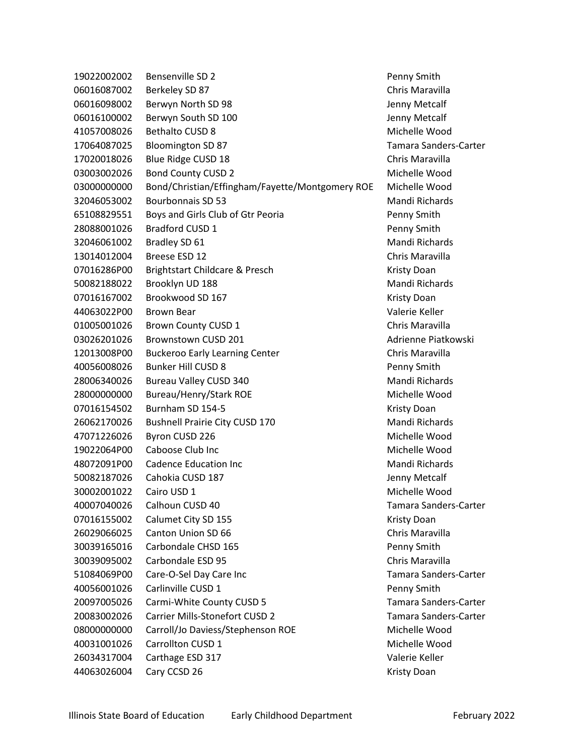| | | |
|---|---|---|
| 19022002002 | Bensenville SD 2 | Penny Smith |
| 06016087002 | Berkeley SD 87 | Chris Maravilla |
| 06016098002 | Berwyn North SD 98 | Jenny Metcalf |
| 06016100002 | Berwyn South SD 100 | Jenny Metcalf |
| 41057008026 | Bethalto CUSD 8 | Michelle Wood |
| 17064087025 | Bloomington SD 87 | Tamara Sanders-Carter |
| 17020018026 | Blue Ridge CUSD 18 | Chris Maravilla |
| 03003002026 | Bond County CUSD 2 | Michelle Wood |
| 03000000000 | Bond/Christian/Effingham/Fayette/Montgomery ROE | Michelle Wood |
| 32046053002 | Bourbonnais SD 53 | Mandi Richards |
| 65108829551 | Boys and Girls Club of Gtr Peoria | Penny Smith |
| 28088001026 | Bradford CUSD 1 | Penny Smith |
| 32046061002 | Bradley SD 61 | Mandi Richards |
| 13014012004 | Breese ESD 12 | Chris Maravilla |
| 07016286P00 | Brightstart Childcare & Presch | Kristy Doan |
| 50082188022 | Brooklyn UD 188 | Mandi Richards |
| 07016167002 | Brookwood SD 167 | Kristy Doan |
| 44063022P00 | Brown Bear | Valerie Keller |
| 01005001026 | Brown County CUSD 1 | Chris Maravilla |
| 03026201026 | Brownstown CUSD 201 | Adrienne Piatkowski |
| 12013008P00 | Buckeroo Early Learning Center | Chris Maravilla |
| 40056008026 | Bunker Hill CUSD 8 | Penny Smith |
| 28006340026 | Bureau Valley CUSD 340 | Mandi Richards |
| 28000000000 | Bureau/Henry/Stark ROE | Michelle Wood |
| 07016154502 | Burnham SD 154-5 | Kristy Doan |
| 26062170026 | Bushnell Prairie City CUSD 170 | Mandi Richards |
| 47071226026 | Byron CUSD 226 | Michelle Wood |
| 19022064P00 | Caboose Club Inc | Michelle Wood |
| 48072091P00 | Cadence Education Inc | Mandi Richards |
| 50082187026 | Cahokia CUSD 187 | Jenny Metcalf |
| 30002001022 | Cairo USD 1 | Michelle Wood |
| 40007040026 | Calhoun CUSD 40 | Tamara Sanders-Carter |
| 07016155002 | Calumet City SD 155 | Kristy Doan |
| 26029066025 | Canton Union SD 66 | Chris Maravilla |
| 30039165016 | Carbondale CHSD 165 | Penny Smith |
| 30039095002 | Carbondale ESD 95 | Chris Maravilla |
| 51084069P00 | Care-O-Sel Day Care Inc | Tamara Sanders-Carter |
| 40056001026 | Carlinville CUSD 1 | Penny Smith |
| 20097005026 | Carmi-White County CUSD 5 | Tamara Sanders-Carter |
| 20083002026 | Carrier Mills-Stonefort CUSD 2 | Tamara Sanders-Carter |
| 08000000000 | Carroll/Jo Daviess/Stephenson ROE | Michelle Wood |
| 40031001026 | Carrollton CUSD 1 | Michelle Wood |
| 26034317004 | Carthage ESD 317 | Valerie Keller |
| 44063026004 | Cary CCSD 26 | Kristy Doan |

Illinois State Board of Education Early Childhood Department February 2022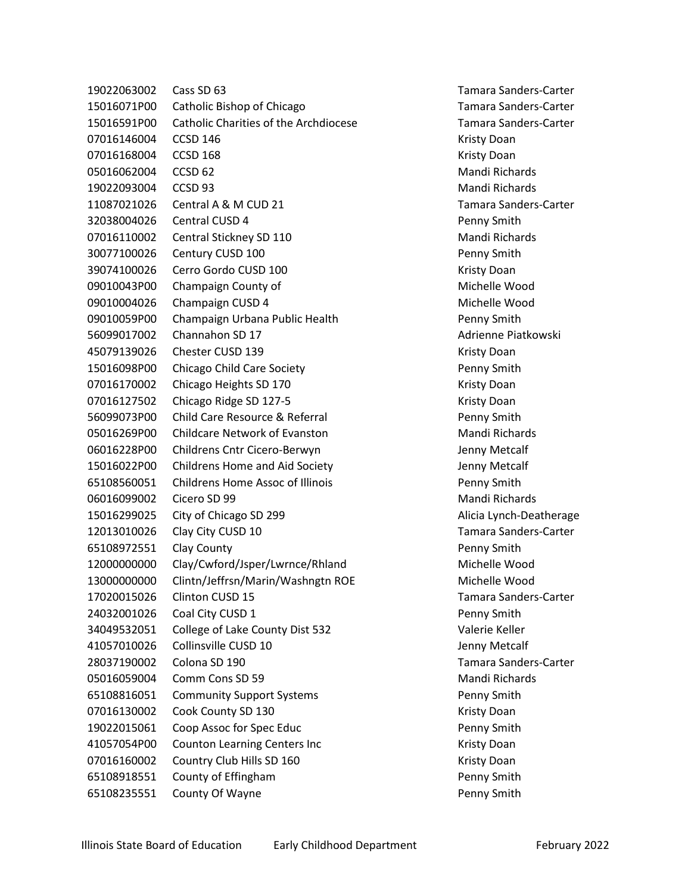| | | |
|---|---|---|
| 19022063002 | Cass SD 63 | Tamara Sanders-Carter |
| 15016071P00 | Catholic Bishop of Chicago | Tamara Sanders-Carter |
| 15016591P00 | Catholic Charities of the Archdiocese | Tamara Sanders-Carter |
| 07016146004 | CCSD 146 | Kristy Doan |
| 07016168004 | CCSD 168 | Kristy Doan |
| 05016062004 | CCSD 62 | Mandi Richards |
| 19022093004 | CCSD 93 | Mandi Richards |
| 11087021026 | Central A & M CUD 21 | Tamara Sanders-Carter |
| 32038004026 | Central CUSD 4 | Penny Smith |
| 07016110002 | Central Stickney SD 110 | Mandi Richards |
| 30077100026 | Century CUSD 100 | Penny Smith |
| 39074100026 | Cerro Gordo CUSD 100 | Kristy Doan |
| 09010043P00 | Champaign County of | Michelle Wood |
| 09010004026 | Champaign CUSD 4 | Michelle Wood |
| 09010059P00 | Champaign Urbana Public Health | Penny Smith |
| 56099017002 | Channahon SD 17 | Adrienne Piatkowski |
| 45079139026 | Chester CUSD 139 | Kristy Doan |
| 15016098P00 | Chicago Child Care Society | Penny Smith |
| 07016170002 | Chicago Heights SD 170 | Kristy Doan |
| 07016127502 | Chicago Ridge SD 127-5 | Kristy Doan |
| 56099073P00 | Child Care Resource & Referral | Penny Smith |
| 05016269P00 | Childcare Network of Evanston | Mandi Richards |
| 06016228P00 | Childrens Cntr Cicero-Berwyn | Jenny Metcalf |
| 15016022P00 | Childrens Home and Aid Society | Jenny Metcalf |
| 65108560051 | Childrens Home Assoc of Illinois | Penny Smith |
| 06016099002 | Cicero SD 99 | Mandi Richards |
| 15016299025 | City of Chicago SD 299 | Alicia Lynch-Deatherage |
| 12013010026 | Clay City CUSD 10 | Tamara Sanders-Carter |
| 65108972551 | Clay County | Penny Smith |
| 12000000000 | Clay/Cwford/Jsper/Lwrnce/Rhland | Michelle Wood |
| 13000000000 | Clintn/Jeffrsn/Marin/Washngtn ROE | Michelle Wood |
| 17020015026 | Clinton CUSD 15 | Tamara Sanders-Carter |
| 24032001026 | Coal City CUSD 1 | Penny Smith |
| 34049532051 | College of Lake County Dist 532 | Valerie Keller |
| 41057010026 | Collinsville CUSD 10 | Jenny Metcalf |
| 28037190002 | Colona SD 190 | Tamara Sanders-Carter |
| 05016059004 | Comm Cons SD 59 | Mandi Richards |
| 65108816051 | Community Support Systems | Penny Smith |
| 07016130002 | Cook County SD 130 | Kristy Doan |
| 19022015061 | Coop Assoc for Spec Educ | Penny Smith |
| 41057054P00 | Counton Learning Centers Inc | Kristy Doan |
| 07016160002 | Country Club Hills SD 160 | Kristy Doan |
| 65108918551 | County of Effingham | Penny Smith |
| 65108235551 | County Of Wayne | Penny Smith |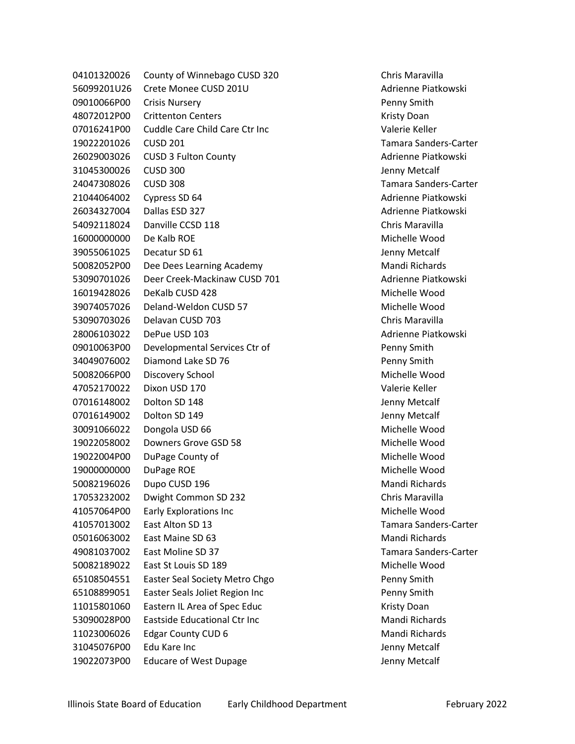| | | |
|---|---|---|
| 04101320026 | County of Winnebago CUSD 320 | Chris Maravilla |
| 56099201U26 | Crete Monee CUSD 201U | Adrienne Piatkowski |
| 09010066P00 | Crisis Nursery | Penny Smith |
| 48072012P00 | Crittenton Centers | Kristy Doan |
| 07016241P00 | Cuddle Care Child Care Ctr Inc | Valerie Keller |
| 19022201026 | CUSD 201 | Tamara Sanders-Carter |
| 26029003026 | CUSD 3 Fulton County | Adrienne Piatkowski |
| 31045300026 | CUSD 300 | Jenny Metcalf |
| 24047308026 | CUSD 308 | Tamara Sanders-Carter |
| 21044064002 | Cypress SD 64 | Adrienne Piatkowski |
| 26034327004 | Dallas ESD 327 | Adrienne Piatkowski |
| 54092118024 | Danville CCSD 118 | Chris Maravilla |
| 16000000000 | De Kalb ROE | Michelle Wood |
| 39055061025 | Decatur SD 61 | Jenny Metcalf |
| 50082052P00 | Dee Dees Learning Academy | Mandi Richards |
| 53090701026 | Deer Creek-Mackinaw CUSD 701 | Adrienne Piatkowski |
| 16019428026 | DeKalb CUSD 428 | Michelle Wood |
| 39074057026 | Deland-Weldon CUSD 57 | Michelle Wood |
| 53090703026 | Delavan CUSD 703 | Chris Maravilla |
| 28006103022 | DePue USD 103 | Adrienne Piatkowski |
| 09010063P00 | Developmental Services Ctr of | Penny Smith |
| 34049076002 | Diamond Lake SD 76 | Penny Smith |
| 50082066P00 | Discovery School | Michelle Wood |
| 47052170022 | Dixon USD 170 | Valerie Keller |
| 07016148002 | Dolton SD 148 | Jenny Metcalf |
| 07016149002 | Dolton SD 149 | Jenny Metcalf |
| 30091066022 | Dongola USD 66 | Michelle Wood |
| 19022058002 | Downers Grove GSD 58 | Michelle Wood |
| 19022004P00 | DuPage County of | Michelle Wood |
| 19000000000 | DuPage ROE | Michelle Wood |
| 50082196026 | Dupo CUSD 196 | Mandi Richards |
| 17053232002 | Dwight Common SD 232 | Chris Maravilla |
| 41057064P00 | Early Explorations Inc | Michelle Wood |
| 41057013002 | East Alton SD 13 | Tamara Sanders-Carter |
| 05016063002 | East Maine SD 63 | Mandi Richards |
| 49081037002 | East Moline SD 37 | Tamara Sanders-Carter |
| 50082189022 | East St Louis SD 189 | Michelle Wood |
| 65108504551 | Easter Seal Society Metro Chgo | Penny Smith |
| 65108899051 | Easter Seals Joliet Region Inc | Penny Smith |
| 11015801060 | Eastern IL Area of Spec Educ | Kristy Doan |
| 53090028P00 | Eastside Educational Ctr Inc | Mandi Richards |
| 11023006026 | Edgar County CUD 6 | Mandi Richards |
| 31045076P00 | Edu Kare Inc | Jenny Metcalf |
| 19022073P00 | Educare of West Dupage | Jenny Metcalf |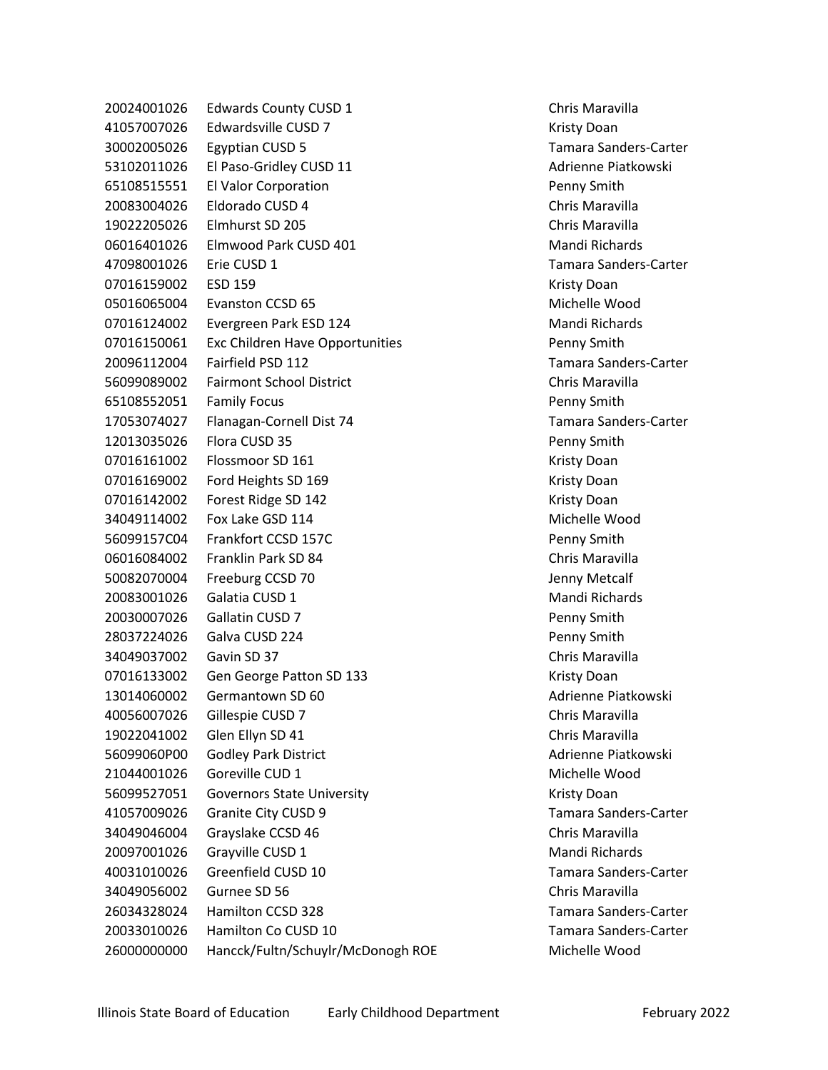| | | |
|---|---|---|
| 20024001026 | Edwards County CUSD 1 | Chris Maravilla |
| 41057007026 | Edwardsville CUSD 7 | Kristy Doan |
| 30002005026 | Egyptian CUSD 5 | Tamara Sanders-Carter |
| 53102011026 | El Paso-Gridley CUSD 11 | Adrienne Piatkowski |
| 65108515551 | El Valor Corporation | Penny Smith |
| 20083004026 | Eldorado CUSD 4 | Chris Maravilla |
| 19022205026 | Elmhurst SD 205 | Chris Maravilla |
| 06016401026 | Elmwood Park CUSD 401 | Mandi Richards |
| 47098001026 | Erie CUSD 1 | Tamara Sanders-Carter |
| 07016159002 | ESD 159 | Kristy Doan |
| 05016065004 | Evanston CCSD 65 | Michelle Wood |
| 07016124002 | Evergreen Park ESD 124 | Mandi Richards |
| 07016150061 | Exc Children Have Opportunities | Penny Smith |
| 20096112004 | Fairfield PSD 112 | Tamara Sanders-Carter |
| 56099089002 | Fairmont School District | Chris Maravilla |
| 65108552051 | Family Focus | Penny Smith |
| 17053074027 | Flanagan-Cornell Dist 74 | Tamara Sanders-Carter |
| 12013035026 | Flora CUSD 35 | Penny Smith |
| 07016161002 | Flossmoor SD 161 | Kristy Doan |
| 07016169002 | Ford Heights SD 169 | Kristy Doan |
| 07016142002 | Forest Ridge SD 142 | Kristy Doan |
| 34049114002 | Fox Lake GSD 114 | Michelle Wood |
| 56099157C04 | Frankfort CCSD 157C | Penny Smith |
| 06016084002 | Franklin Park SD 84 | Chris Maravilla |
| 50082070004 | Freeburg CCSD 70 | Jenny Metcalf |
| 20083001026 | Galatia CUSD 1 | Mandi Richards |
| 20030007026 | Gallatin CUSD 7 | Penny Smith |
| 28037224026 | Galva CUSD 224 | Penny Smith |
| 34049037002 | Gavin SD 37 | Chris Maravilla |
| 07016133002 | Gen George Patton SD 133 | Kristy Doan |
| 13014060002 | Germantown SD 60 | Adrienne Piatkowski |
| 40056007026 | Gillespie CUSD 7 | Chris Maravilla |
| 19022041002 | Glen Ellyn SD 41 | Chris Maravilla |
| 56099060P00 | Godley Park District | Adrienne Piatkowski |
| 21044001026 | Goreville CUD 1 | Michelle Wood |
| 56099527051 | Governors State University | Kristy Doan |
| 41057009026 | Granite City CUSD 9 | Tamara Sanders-Carter |
| 34049046004 | Grayslake CCSD 46 | Chris Maravilla |
| 20097001026 | Grayville CUSD 1 | Mandi Richards |
| 40031010026 | Greenfield CUSD 10 | Tamara Sanders-Carter |
| 34049056002 | Gurnee SD 56 | Chris Maravilla |
| 26034328024 | Hamilton CCSD 328 | Tamara Sanders-Carter |
| 20033010026 | Hamilton Co CUSD 10 | Tamara Sanders-Carter |
| 26000000000 | Hancck/Fultn/Schuylr/McDonogh ROE | Michelle Wood |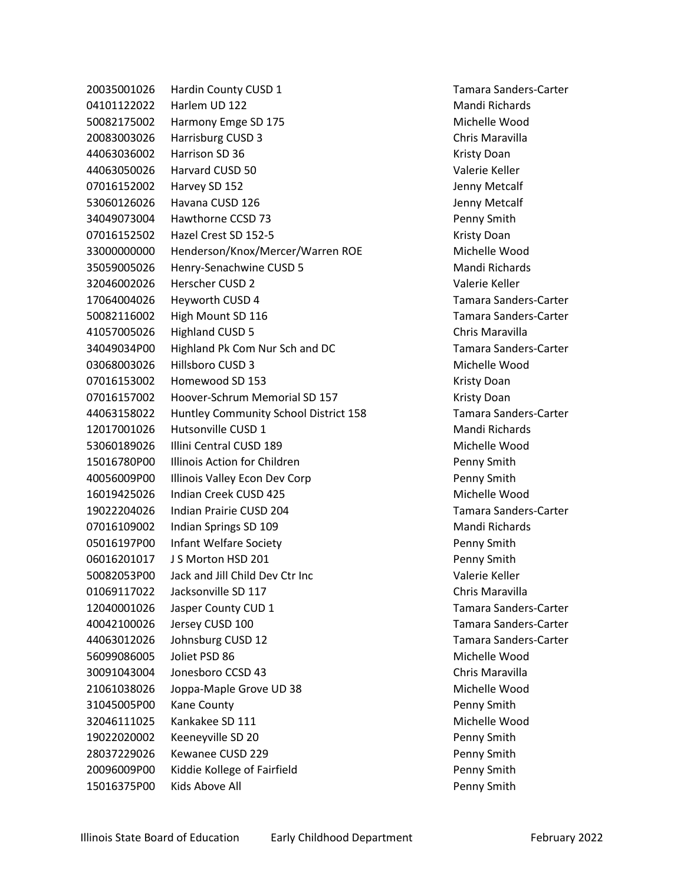| | | |
|---|---|---|
| 20035001026 | Hardin County CUSD 1 | Tamara Sanders-Carter |
| 04101122022 | Harlem UD 122 | Mandi Richards |
| 50082175002 | Harmony Emge SD 175 | Michelle Wood |
| 20083003026 | Harrisburg CUSD 3 | Chris Maravilla |
| 44063036002 | Harrison SD 36 | Kristy Doan |
| 44063050026 | Harvard CUSD 50 | Valerie Keller |
| 07016152002 | Harvey SD 152 | Jenny Metcalf |
| 53060126026 | Havana CUSD 126 | Jenny Metcalf |
| 34049073004 | Hawthorne CCSD 73 | Penny Smith |
| 07016152502 | Hazel Crest SD 152-5 | Kristy Doan |
| 33000000000 | Henderson/Knox/Mercer/Warren ROE | Michelle Wood |
| 35059005026 | Henry-Senachwine CUSD 5 | Mandi Richards |
| 32046002026 | Herscher CUSD 2 | Valerie Keller |
| 17064004026 | Heyworth CUSD 4 | Tamara Sanders-Carter |
| 50082116002 | High Mount SD 116 | Tamara Sanders-Carter |
| 41057005026 | Highland CUSD 5 | Chris Maravilla |
| 34049034P00 | Highland Pk Com Nur Sch and DC | Tamara Sanders-Carter |
| 03068003026 | Hillsboro CUSD 3 | Michelle Wood |
| 07016153002 | Homewood SD 153 | Kristy Doan |
| 07016157002 | Hoover-Schrum Memorial SD 157 | Kristy Doan |
| 44063158022 | Huntley Community School District 158 | Tamara Sanders-Carter |
| 12017001026 | Hutsonville CUSD 1 | Mandi Richards |
| 53060189026 | Illini Central CUSD 189 | Michelle Wood |
| 15016780P00 | Illinois Action for Children | Penny Smith |
| 40056009P00 | Illinois Valley Econ Dev Corp | Penny Smith |
| 16019425026 | Indian Creek CUSD 425 | Michelle Wood |
| 19022204026 | Indian Prairie CUSD 204 | Tamara Sanders-Carter |
| 07016109002 | Indian Springs SD 109 | Mandi Richards |
| 05016197P00 | Infant Welfare Society | Penny Smith |
| 06016201017 | J S Morton HSD 201 | Penny Smith |
| 50082053P00 | Jack and Jill Child Dev Ctr Inc | Valerie Keller |
| 01069117022 | Jacksonville SD 117 | Chris Maravilla |
| 12040001026 | Jasper County CUD 1 | Tamara Sanders-Carter |
| 40042100026 | Jersey CUSD 100 | Tamara Sanders-Carter |
| 44063012026 | Johnsburg CUSD 12 | Tamara Sanders-Carter |
| 56099086005 | Joliet PSD 86 | Michelle Wood |
| 30091043004 | Jonesboro CCSD 43 | Chris Maravilla |
| 21061038026 | Joppa-Maple Grove UD 38 | Michelle Wood |
| 31045005P00 | Kane County | Penny Smith |
| 32046111025 | Kankakee SD 111 | Michelle Wood |
| 19022020002 | Keeneyville SD 20 | Penny Smith |
| 28037229026 | Kewanee CUSD 229 | Penny Smith |
| 20096009P00 | Kiddie Kollege of Fairfield | Penny Smith |
| 15016375P00 | Kids Above All | Penny Smith |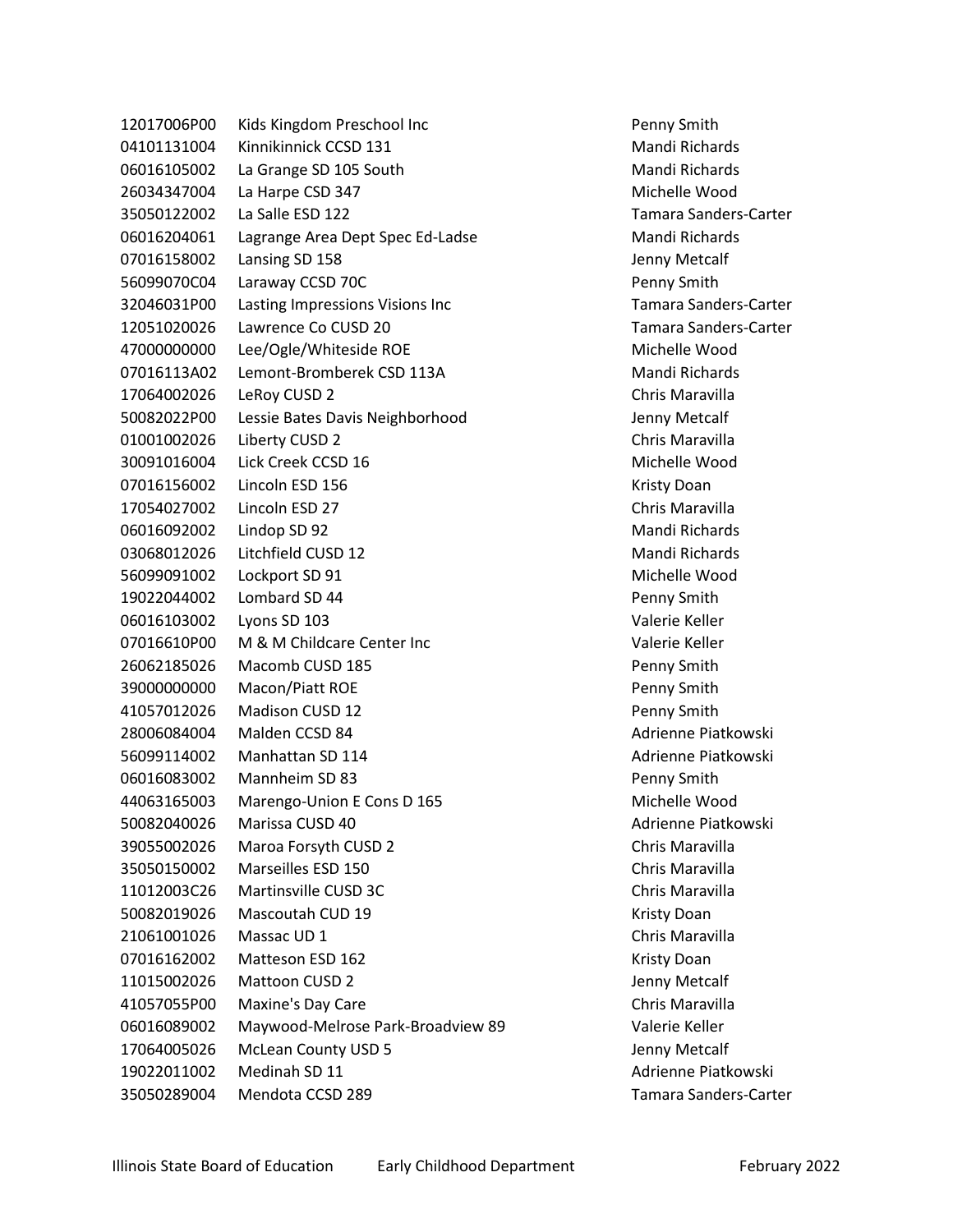| | | |
|---|---|---|
| 12017006P00 | Kids Kingdom Preschool Inc | Penny Smith |
| 04101131004 | Kinnikinnick CCSD 131 | Mandi Richards |
| 06016105002 | La Grange SD 105 South | Mandi Richards |
| 26034347004 | La Harpe CSD 347 | Michelle Wood |
| 35050122002 | La Salle ESD 122 | Tamara Sanders-Carter |
| 06016204061 | Lagrange Area Dept Spec Ed-Ladse | Mandi Richards |
| 07016158002 | Lansing SD 158 | Jenny Metcalf |
| 56099070C04 | Laraway CCSD 70C | Penny Smith |
| 32046031P00 | Lasting Impressions Visions Inc | Tamara Sanders-Carter |
| 12051020026 | Lawrence Co CUSD 20 | Tamara Sanders-Carter |
| 47000000000 | Lee/Ogle/Whiteside ROE | Michelle Wood |
| 07016113A02 | Lemont-Bromberek CSD 113A | Mandi Richards |
| 17064002026 | LeRoy CUSD 2 | Chris Maravilla |
| 50082022P00 | Lessie Bates Davis Neighborhood | Jenny Metcalf |
| 01001002026 | Liberty CUSD 2 | Chris Maravilla |
| 30091016004 | Lick Creek CCSD 16 | Michelle Wood |
| 07016156002 | Lincoln ESD 156 | Kristy Doan |
| 17054027002 | Lincoln ESD 27 | Chris Maravilla |
| 06016092002 | Lindop SD 92 | Mandi Richards |
| 03068012026 | Litchfield CUSD 12 | Mandi Richards |
| 56099091002 | Lockport SD 91 | Michelle Wood |
| 19022044002 | Lombard SD 44 | Penny Smith |
| 06016103002 | Lyons SD 103 | Valerie Keller |
| 07016610P00 | M & M Childcare Center Inc | Valerie Keller |
| 26062185026 | Macomb CUSD 185 | Penny Smith |
| 39000000000 | Macon/Piatt ROE | Penny Smith |
| 41057012026 | Madison CUSD 12 | Penny Smith |
| 28006084004 | Malden CCSD 84 | Adrienne Piatkowski |
| 56099114002 | Manhattan SD 114 | Adrienne Piatkowski |
| 06016083002 | Mannheim SD 83 | Penny Smith |
| 44063165003 | Marengo-Union E Cons D 165 | Michelle Wood |
| 50082040026 | Marissa CUSD 40 | Adrienne Piatkowski |
| 39055002026 | Maroa Forsyth CUSD 2 | Chris Maravilla |
| 35050150002 | Marseilles ESD 150 | Chris Maravilla |
| 11012003C26 | Martinsville CUSD 3C | Chris Maravilla |
| 50082019026 | Mascoutah CUD 19 | Kristy Doan |
| 21061001026 | Massac UD 1 | Chris Maravilla |
| 07016162002 | Matteson ESD 162 | Kristy Doan |
| 11015002026 | Mattoon CUSD 2 | Jenny Metcalf |
| 41057055P00 | Maxine's Day Care | Chris Maravilla |
| 06016089002 | Maywood-Melrose Park-Broadview 89 | Valerie Keller |
| 17064005026 | McLean County USD 5 | Jenny Metcalf |
| 19022011002 | Medinah SD 11 | Adrienne Piatkowski |
| 35050289004 | Mendota CCSD 289 | Tamara Sanders-Carter |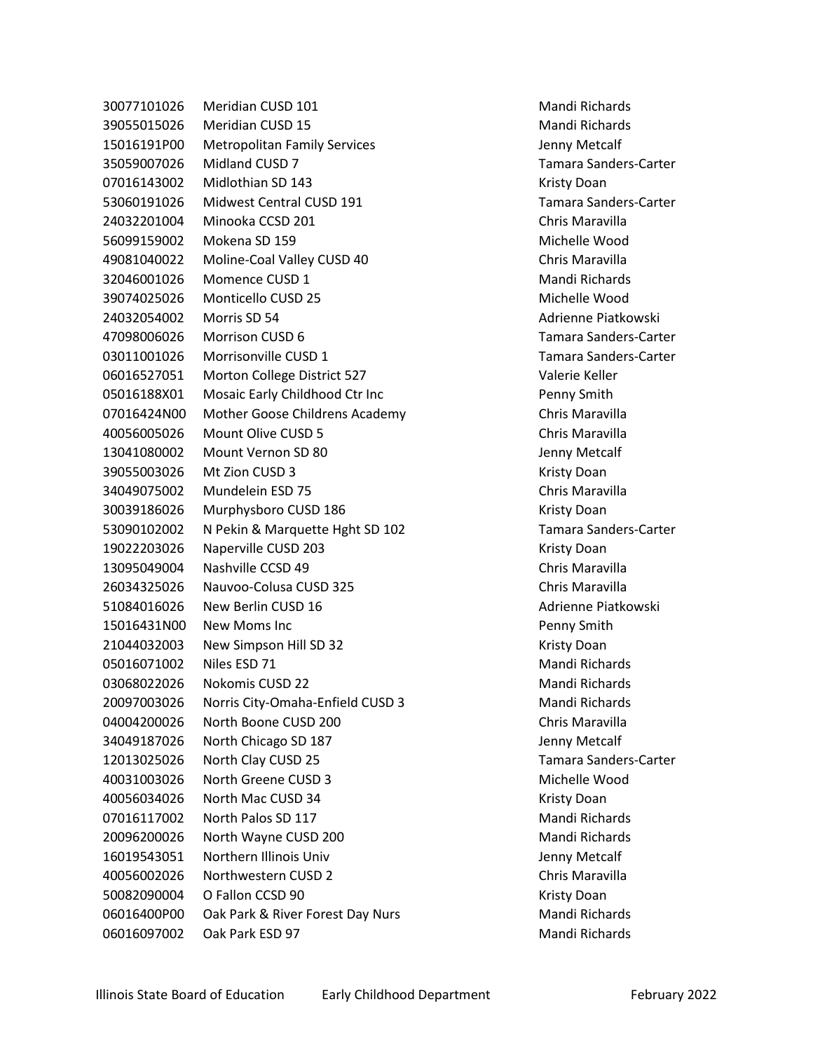| | | |
|---|---|---|
| 30077101026 | Meridian CUSD 101 | Mandi Richards |
| 39055015026 | Meridian CUSD 15 | Mandi Richards |
| 15016191P00 | Metropolitan Family Services | Jenny Metcalf |
| 35059007026 | Midland CUSD 7 | Tamara Sanders-Carter |
| 07016143002 | Midlothian SD 143 | Kristy Doan |
| 53060191026 | Midwest Central CUSD 191 | Tamara Sanders-Carter |
| 24032201004 | Minooka CCSD 201 | Chris Maravilla |
| 56099159002 | Mokena SD 159 | Michelle Wood |
| 49081040022 | Moline-Coal Valley CUSD 40 | Chris Maravilla |
| 32046001026 | Momence CUSD 1 | Mandi Richards |
| 39074025026 | Monticello CUSD 25 | Michelle Wood |
| 24032054002 | Morris SD 54 | Adrienne Piatkowski |
| 47098006026 | Morrison CUSD 6 | Tamara Sanders-Carter |
| 03011001026 | Morrisonville CUSD 1 | Tamara Sanders-Carter |
| 06016527051 | Morton College District 527 | Valerie Keller |
| 05016188X01 | Mosaic Early Childhood Ctr Inc | Penny Smith |
| 07016424N00 | Mother Goose Childrens Academy | Chris Maravilla |
| 40056005026 | Mount Olive CUSD 5 | Chris Maravilla |
| 13041080002 | Mount Vernon SD 80 | Jenny Metcalf |
| 39055003026 | Mt Zion CUSD 3 | Kristy Doan |
| 34049075002 | Mundelein ESD 75 | Chris Maravilla |
| 30039186026 | Murphysboro CUSD 186 | Kristy Doan |
| 53090102002 | N Pekin & Marquette Hght SD 102 | Tamara Sanders-Carter |
| 19022203026 | Naperville CUSD 203 | Kristy Doan |
| 13095049004 | Nashville CCSD 49 | Chris Maravilla |
| 26034325026 | Nauvoo-Colusa CUSD 325 | Chris Maravilla |
| 51084016026 | New Berlin CUSD 16 | Adrienne Piatkowski |
| 15016431N00 | New Moms Inc | Penny Smith |
| 21044032003 | New Simpson Hill SD 32 | Kristy Doan |
| 05016071002 | Niles ESD 71 | Mandi Richards |
| 03068022026 | Nokomis CUSD 22 | Mandi Richards |
| 20097003026 | Norris City-Omaha-Enfield CUSD 3 | Mandi Richards |
| 04004200026 | North Boone CUSD 200 | Chris Maravilla |
| 34049187026 | North Chicago SD 187 | Jenny Metcalf |
| 12013025026 | North Clay CUSD 25 | Tamara Sanders-Carter |
| 40031003026 | North Greene CUSD 3 | Michelle Wood |
| 40056034026 | North Mac CUSD 34 | Kristy Doan |
| 07016117002 | North Palos SD 117 | Mandi Richards |
| 20096200026 | North Wayne CUSD 200 | Mandi Richards |
| 16019543051 | Northern Illinois Univ | Jenny Metcalf |
| 40056002026 | Northwestern CUSD 2 | Chris Maravilla |
| 50082090004 | O Fallon CCSD 90 | Kristy Doan |
| 06016400P00 | Oak Park & River Forest Day Nurs | Mandi Richards |
| 06016097002 | Oak Park ESD 97 | Mandi Richards |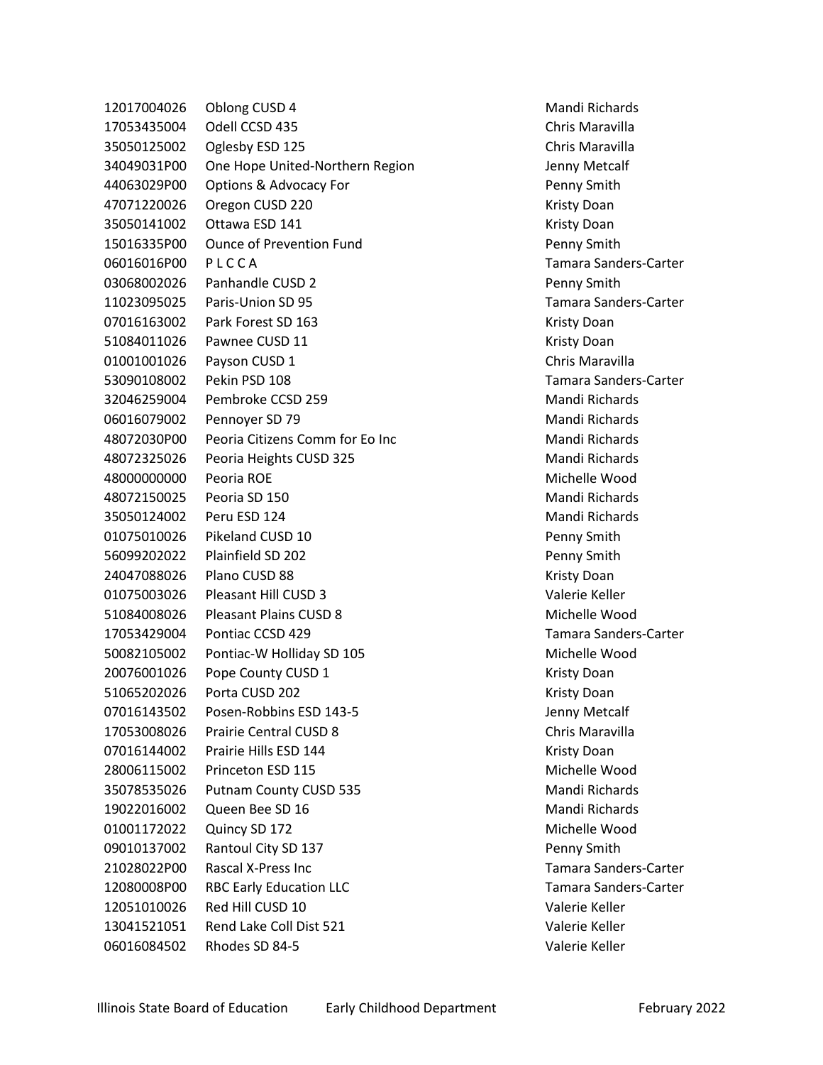| | | |
|---|---|---|
| 12017004026 | Oblong CUSD 4 | Mandi Richards |
| 17053435004 | Odell CCSD 435 | Chris Maravilla |
| 35050125002 | Oglesby ESD 125 | Chris Maravilla |
| 34049031P00 | One Hope United-Northern Region | Jenny Metcalf |
| 44063029P00 | Options & Advocacy For | Penny Smith |
| 47071220026 | Oregon CUSD 220 | Kristy Doan |
| 35050141002 | Ottawa ESD 141 | Kristy Doan |
| 15016335P00 | Ounce of Prevention Fund | Penny Smith |
| 06016016P00 | P L C C A | Tamara Sanders-Carter |
| 03068002026 | Panhandle CUSD 2 | Penny Smith |
| 11023095025 | Paris-Union SD 95 | Tamara Sanders-Carter |
| 07016163002 | Park Forest SD 163 | Kristy Doan |
| 51084011026 | Pawnee CUSD 11 | Kristy Doan |
| 01001001026 | Payson CUSD 1 | Chris Maravilla |
| 53090108002 | Pekin PSD 108 | Tamara Sanders-Carter |
| 32046259004 | Pembroke CCSD 259 | Mandi Richards |
| 06016079002 | Pennoyer SD 79 | Mandi Richards |
| 48072030P00 | Peoria Citizens Comm for Eo Inc | Mandi Richards |
| 48072325026 | Peoria Heights CUSD 325 | Mandi Richards |
| 48000000000 | Peoria ROE | Michelle Wood |
| 48072150025 | Peoria SD 150 | Mandi Richards |
| 35050124002 | Peru ESD 124 | Mandi Richards |
| 01075010026 | Pikeland CUSD 10 | Penny Smith |
| 56099202022 | Plainfield SD 202 | Penny Smith |
| 24047088026 | Plano CUSD 88 | Kristy Doan |
| 01075003026 | Pleasant Hill CUSD 3 | Valerie Keller |
| 51084008026 | Pleasant Plains CUSD 8 | Michelle Wood |
| 17053429004 | Pontiac CCSD 429 | Tamara Sanders-Carter |
| 50082105002 | Pontiac-W Holliday SD 105 | Michelle Wood |
| 20076001026 | Pope County CUSD 1 | Kristy Doan |
| 51065202026 | Porta CUSD 202 | Kristy Doan |
| 07016143502 | Posen-Robbins ESD 143-5 | Jenny Metcalf |
| 17053008026 | Prairie Central CUSD 8 | Chris Maravilla |
| 07016144002 | Prairie Hills ESD 144 | Kristy Doan |
| 28006115002 | Princeton ESD 115 | Michelle Wood |
| 35078535026 | Putnam County CUSD 535 | Mandi Richards |
| 19022016002 | Queen Bee SD 16 | Mandi Richards |
| 01001172022 | Quincy SD 172 | Michelle Wood |
| 09010137002 | Rantoul City SD 137 | Penny Smith |
| 21028022P00 | Rascal X-Press Inc | Tamara Sanders-Carter |
| 12080008P00 | RBC Early Education LLC | Tamara Sanders-Carter |
| 12051010026 | Red Hill CUSD 10 | Valerie Keller |
| 13041521051 | Rend Lake Coll Dist 521 | Valerie Keller |
| 06016084502 | Rhodes SD 84-5 | Valerie Keller |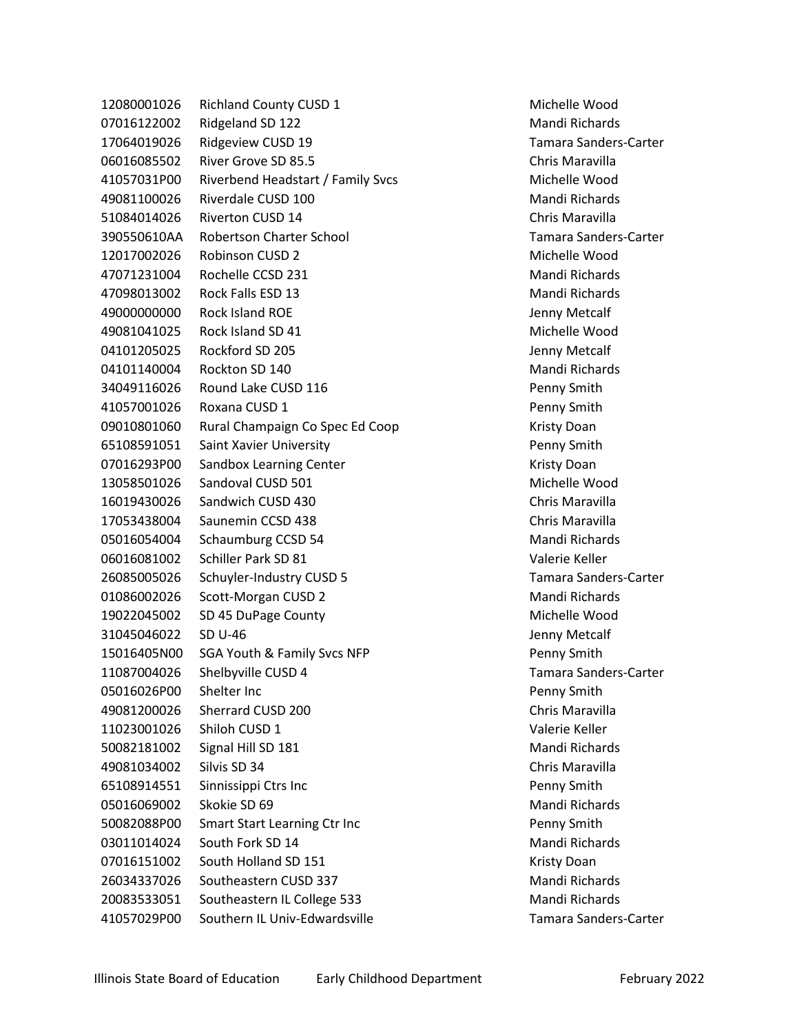| | | |
|---|---|---|
| 12080001026 | Richland County CUSD 1 | Michelle Wood |
| 07016122002 | Ridgeland SD 122 | Mandi Richards |
| 17064019026 | Ridgeview CUSD 19 | Tamara Sanders-Carter |
| 06016085502 | River Grove SD 85.5 | Chris Maravilla |
| 41057031P00 | Riverbend Headstart / Family Svcs | Michelle Wood |
| 49081100026 | Riverdale CUSD 100 | Mandi Richards |
| 51084014026 | Riverton CUSD 14 | Chris Maravilla |
| 390550610AA | Robertson Charter School | Tamara Sanders-Carter |
| 12017002026 | Robinson CUSD 2 | Michelle Wood |
| 47071231004 | Rochelle CCSD 231 | Mandi Richards |
| 47098013002 | Rock Falls ESD 13 | Mandi Richards |
| 49000000000 | Rock Island ROE | Jenny Metcalf |
| 49081041025 | Rock Island SD 41 | Michelle Wood |
| 04101205025 | Rockford SD 205 | Jenny Metcalf |
| 04101140004 | Rockton SD 140 | Mandi Richards |
| 34049116026 | Round Lake CUSD 116 | Penny Smith |
| 41057001026 | Roxana CUSD 1 | Penny Smith |
| 09010801060 | Rural Champaign Co Spec Ed Coop | Kristy Doan |
| 65108591051 | Saint Xavier University | Penny Smith |
| 07016293P00 | Sandbox Learning Center | Kristy Doan |
| 13058501026 | Sandoval CUSD 501 | Michelle Wood |
| 16019430026 | Sandwich CUSD 430 | Chris Maravilla |
| 17053438004 | Saunemin CCSD 438 | Chris Maravilla |
| 05016054004 | Schaumburg CCSD 54 | Mandi Richards |
| 06016081002 | Schiller Park SD 81 | Valerie Keller |
| 26085005026 | Schuyler-Industry CUSD 5 | Tamara Sanders-Carter |
| 01086002026 | Scott-Morgan CUSD 2 | Mandi Richards |
| 19022045002 | SD 45 DuPage County | Michelle Wood |
| 31045046022 | SD U-46 | Jenny Metcalf |
| 15016405N00 | SGA Youth & Family Svcs NFP | Penny Smith |
| 11087004026 | Shelbyville CUSD 4 | Tamara Sanders-Carter |
| 05016026P00 | Shelter Inc | Penny Smith |
| 49081200026 | Sherrard CUSD 200 | Chris Maravilla |
| 11023001026 | Shiloh CUSD 1 | Valerie Keller |
| 50082181002 | Signal Hill SD 181 | Mandi Richards |
| 49081034002 | Silvis SD 34 | Chris Maravilla |
| 65108914551 | Sinnissippi Ctrs Inc | Penny Smith |
| 05016069002 | Skokie SD 69 | Mandi Richards |
| 50082088P00 | Smart Start Learning Ctr Inc | Penny Smith |
| 03011014024 | South Fork SD 14 | Mandi Richards |
| 07016151002 | South Holland SD 151 | Kristy Doan |
| 26034337026 | Southeastern CUSD 337 | Mandi Richards |
| 20083533051 | Southeastern IL College 533 | Mandi Richards |
| 41057029P00 | Southern IL Univ-Edwardsville | Tamara Sanders-Carter |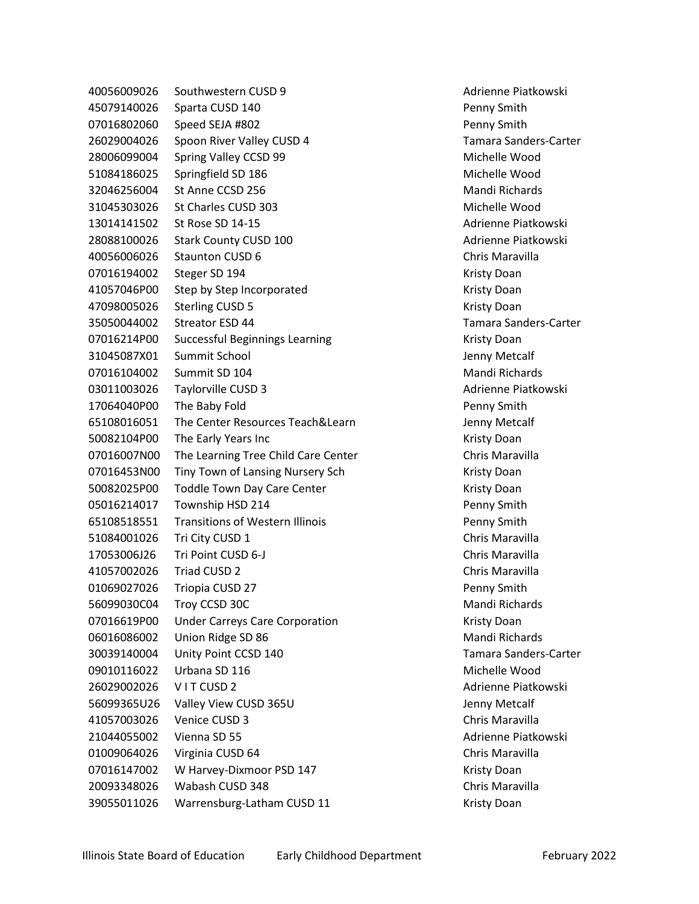| | | |
|---|---|---|
| 40056009026 | Southwestern CUSD 9 | Adrienne Piatkowski |
| 45079140026 | Sparta CUSD 140 | Penny Smith |
| 07016802060 | Speed SEJA #802 | Penny Smith |
| 26029004026 | Spoon River Valley CUSD 4 | Tamara Sanders-Carter |
| 28006099004 | Spring Valley CCSD 99 | Michelle Wood |
| 51084186025 | Springfield SD 186 | Michelle Wood |
| 32046256004 | St Anne CCSD 256 | Mandi Richards |
| 31045303026 | St Charles CUSD 303 | Michelle Wood |
| 13014141502 | St Rose SD 14-15 | Adrienne Piatkowski |
| 28088100026 | Stark County CUSD 100 | Adrienne Piatkowski |
| 40056006026 | Staunton CUSD 6 | Chris Maravilla |
| 07016194002 | Steger SD 194 | Kristy Doan |
| 41057046P00 | Step by Step Incorporated | Kristy Doan |
| 47098005026 | Sterling CUSD 5 | Kristy Doan |
| 35050044002 | Streator ESD 44 | Tamara Sanders-Carter |
| 07016214P00 | Successful Beginnings Learning | Kristy Doan |
| 31045087X01 | Summit School | Jenny Metcalf |
| 07016104002 | Summit SD 104 | Mandi Richards |
| 03011003026 | Taylorville CUSD 3 | Adrienne Piatkowski |
| 17064040P00 | The Baby Fold | Penny Smith |
| 65108016051 | The Center Resources Teach&Learn | Jenny Metcalf |
| 50082104P00 | The Early Years Inc | Kristy Doan |
| 07016007N00 | The Learning Tree Child Care Center | Chris Maravilla |
| 07016453N00 | Tiny Town of Lansing Nursery Sch | Kristy Doan |
| 50082025P00 | Toddle Town Day Care Center | Kristy Doan |
| 05016214017 | Township HSD 214 | Penny Smith |
| 65108518551 | Transitions of Western Illinois | Penny Smith |
| 51084001026 | Tri City CUSD 1 | Chris Maravilla |
| 17053006J26 | Tri Point CUSD 6-J | Chris Maravilla |
| 41057002026 | Triad CUSD 2 | Chris Maravilla |
| 01069027026 | Triopia CUSD 27 | Penny Smith |
| 56099030C04 | Troy CCSD 30C | Mandi Richards |
| 07016619P00 | Under Carreys Care Corporation | Kristy Doan |
| 06016086002 | Union Ridge SD 86 | Mandi Richards |
| 30039140004 | Unity Point CCSD 140 | Tamara Sanders-Carter |
| 09010116022 | Urbana SD 116 | Michelle Wood |
| 26029002026 | V I T CUSD 2 | Adrienne Piatkowski |
| 56099365U26 | Valley View CUSD 365U | Jenny Metcalf |
| 41057003026 | Venice CUSD 3 | Chris Maravilla |
| 21044055002 | Vienna SD 55 | Adrienne Piatkowski |
| 01009064026 | Virginia CUSD 64 | Chris Maravilla |
| 07016147002 | W Harvey-Dixmoor PSD 147 | Kristy Doan |
| 20093348026 | Wabash CUSD 348 | Chris Maravilla |
| 39055011026 | Warrensburg-Latham CUSD 11 | Kristy Doan |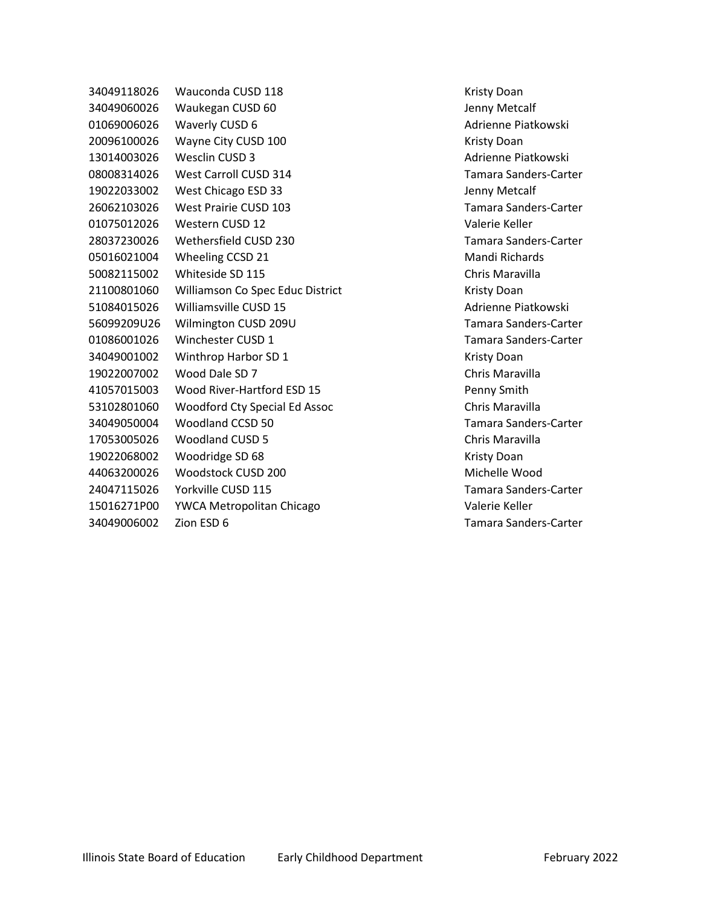| | | |
|---|---|---|
| 34049118026 | Wauconda CUSD 118 | Kristy Doan |
| 34049060026 | Waukegan CUSD 60 | Jenny Metcalf |
| 01069006026 | Waverly CUSD 6 | Adrienne Piatkowski |
| 20096100026 | Wayne City CUSD 100 | Kristy Doan |
| 13014003026 | Wesclin CUSD 3 | Adrienne Piatkowski |
| 08008314026 | West Carroll CUSD 314 | Tamara Sanders-Carter |
| 19022033002 | West Chicago ESD 33 | Jenny Metcalf |
| 26062103026 | West Prairie CUSD 103 | Tamara Sanders-Carter |
| 01075012026 | Western CUSD 12 | Valerie Keller |
| 28037230026 | Wethersfield CUSD 230 | Tamara Sanders-Carter |
| 05016021004 | Wheeling CCSD 21 | Mandi Richards |
| 50082115002 | Whiteside SD 115 | Chris Maravilla |
| 21100801060 | Williamson Co Spec Educ District | Kristy Doan |
| 51084015026 | Williamsville CUSD 15 | Adrienne Piatkowski |
| 56099209U26 | Wilmington CUSD 209U | Tamara Sanders-Carter |
| 01086001026 | Winchester CUSD 1 | Tamara Sanders-Carter |
| 34049001002 | Winthrop Harbor SD 1 | Kristy Doan |
| 19022007002 | Wood Dale SD 7 | Chris Maravilla |
| 41057015003 | Wood River-Hartford ESD 15 | Penny Smith |
| 53102801060 | Woodford Cty Special Ed Assoc | Chris Maravilla |
| 34049050004 | Woodland CCSD 50 | Tamara Sanders-Carter |
| 17053005026 | Woodland CUSD 5 | Chris Maravilla |
| 19022068002 | Woodridge SD 68 | Kristy Doan |
| 44063200026 | Woodstock CUSD 200 | Michelle Wood |
| 24047115026 | Yorkville CUSD 115 | Tamara Sanders-Carter |
| 15016271P00 | YWCA Metropolitan Chicago | Valerie Keller |
| 34049006002 | Zion ESD 6 | Tamara Sanders-Carter |